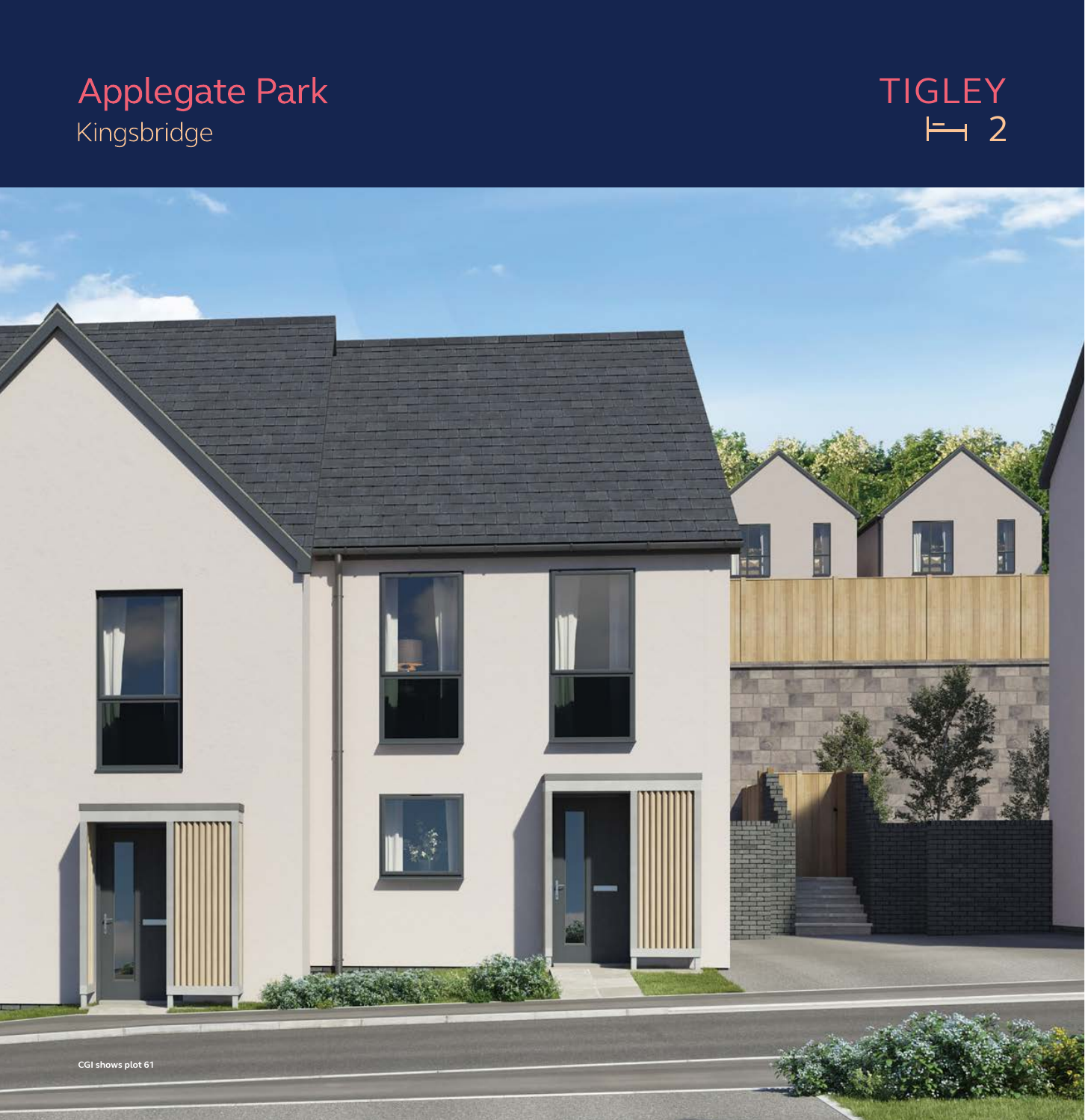# Applegate Park
## Kingsbridge

# TIGLEY
2

CGI shows plot 61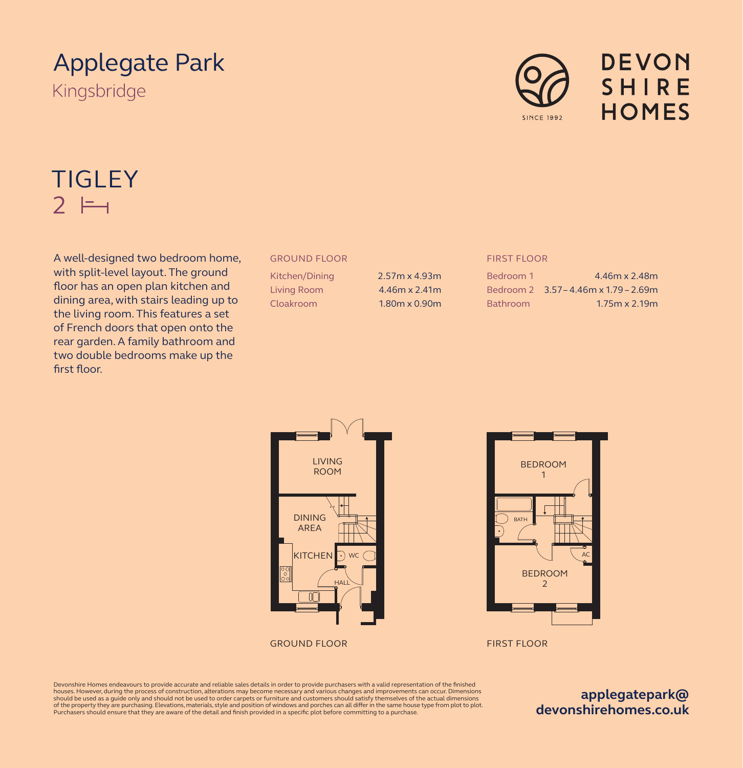# Applegate Park

Kingsbridge

DEVON SHIRE HOMES

SINCE 1992

## TIGLEY

2 bedrooms

A well-designed two bedroom home, with split-level layout. The ground floor has an open plan kitchen and dining area, with stairs leading up to the living room. This features a set of French doors that open onto the rear garden. A family bathroom and two double bedrooms make up the first floor.

### GROUND FLOOR

| | |
|---|---|
| Kitchen/Dining | 2.57m x 4.93m |
| Living Room | 4.46m x 2.41m |
| Cloakroom | 1.80m x 0.90m |

### FIRST FLOOR

| | |
|---|---|
| Bedroom 1 | 4.46m x 2.48m |
| Bedroom 2 | 3.57 – 4.46m x 1.79 – 2.69m |
| Bathroom | 1.75m x 2.19m |

LIVING ROOM

DINING AREA

KITCHEN

WC

HALL

GROUND FLOOR

BEDROOM 1

BATH

AC

BEDROOM 2

FIRST FLOOR

Devonshire Homes endeavours to provide accurate and reliable sales details in order to provide purchasers with a valid representation of the finished houses. However, during the process of construction, alterations may become necessary and various changes and improvements can occur. Dimensions should be used as a guide only and should not be used to order carpets or furniture and customers should satisfy themselves of the actual dimensions of the property they are purchasing. Elevations, materials, style and position of windows and porches can all differ in the same house type from plot to plot. Purchasers should ensure that they are aware of the detail and finish provided in a specific plot before committing to a purchase.

**applegatepark@devonshirehomes.co.uk**